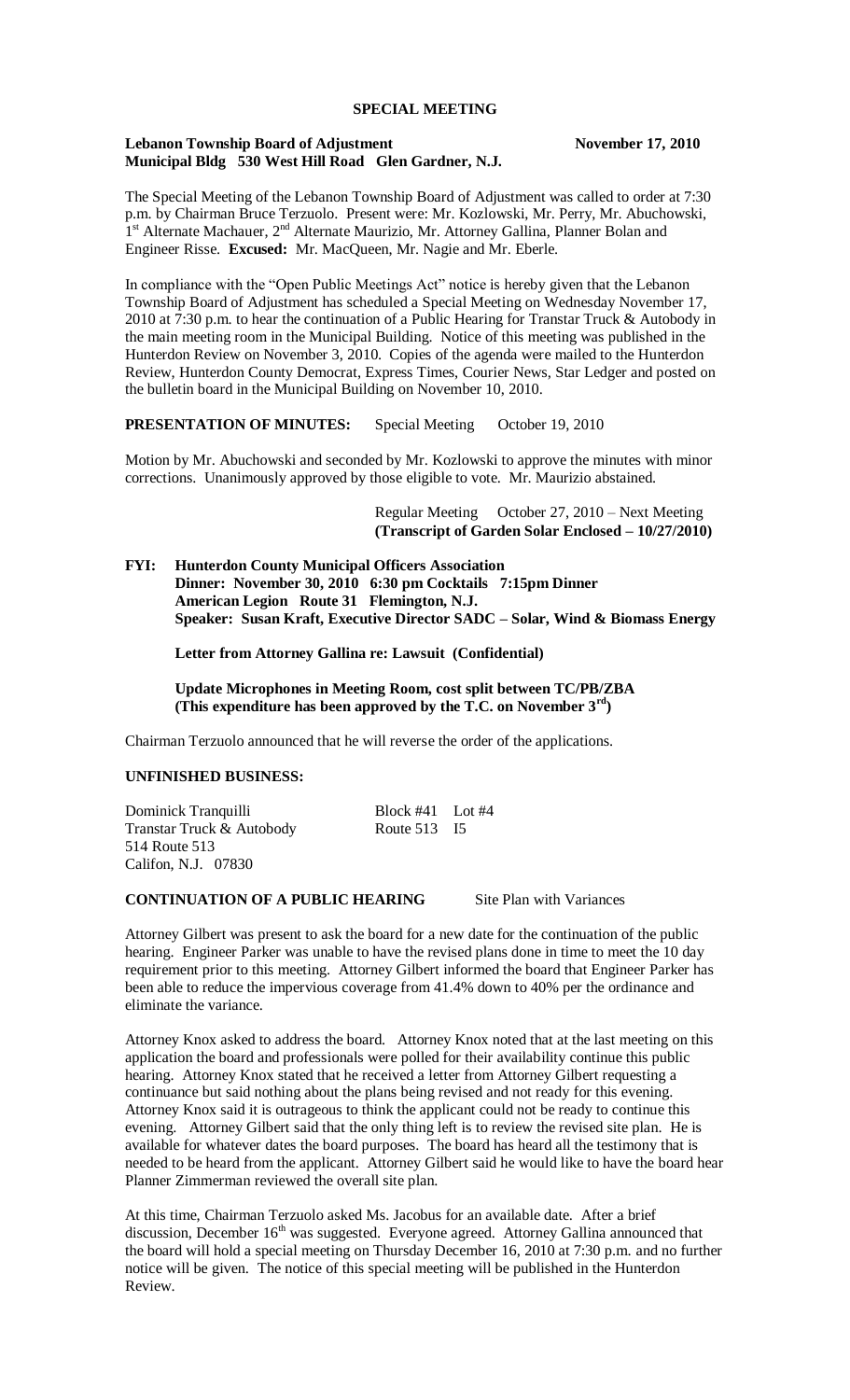**SPECIAL MEETING**

**Lebanon Township Board of Adjustment** **November 17, 2010**
**Municipal Bldg 530 West Hill Road Glen Gardner, N.J.**

The Special Meeting of the Lebanon Township Board of Adjustment was called to order at 7:30 p.m. by Chairman Bruce Terzuolo. Present were: Mr. Kozlowski, Mr. Perry, Mr. Abuchowski, 1st Alternate Machauer, 2nd Alternate Maurizio, Mr. Attorney Gallina, Planner Bolan and Engineer Risse. **Excused:** Mr. MacQueen, Mr. Nagie and Mr. Eberle.

In compliance with the "Open Public Meetings Act" notice is hereby given that the Lebanon Township Board of Adjustment has scheduled a Special Meeting on Wednesday November 17, 2010 at 7:30 p.m. to hear the continuation of a Public Hearing for Transtar Truck & Autobody in the main meeting room in the Municipal Building. Notice of this meeting was published in the Hunterdon Review on November 3, 2010. Copies of the agenda were mailed to the Hunterdon Review, Hunterdon County Democrat, Express Times, Courier News, Star Ledger and posted on the bulletin board in the Municipal Building on November 10, 2010.

**PRESENTATION OF MINUTES:** Special Meeting October 19, 2010

Motion by Mr. Abuchowski and seconded by Mr. Kozlowski to approve the minutes with minor corrections. Unanimously approved by those eligible to vote. Mr. Maurizio abstained.

Regular Meeting October 27, 2010 – Next Meeting
**(Transcript of Garden Solar Enclosed – 10/27/2010)**

**FYI: Hunterdon County Municipal Officers Association**
**Dinner: November 30, 2010 6:30 pm Cocktails 7:15pm Dinner**
**American Legion Route 31 Flemington, N.J.**
**Speaker: Susan Kraft, Executive Director SADC – Solar, Wind & Biomass Energy**

**Letter from Attorney Gallina re: Lawsuit (Confidential)**

**Update Microphones in Meeting Room, cost split between TC/PB/ZBA**
**(This expenditure has been approved by the T.C. on November 3rd)**

Chairman Terzuolo announced that he will reverse the order of the applications.

**UNFINISHED BUSINESS:**

Dominick Tranquilli Block #41 Lot #4
Transtar Truck & Autobody Route 513 I5
514 Route 513
Califon, N.J. 07830

**CONTINUATION OF A PUBLIC HEARING** Site Plan with Variances

Attorney Gilbert was present to ask the board for a new date for the continuation of the public hearing. Engineer Parker was unable to have the revised plans done in time to meet the 10 day requirement prior to this meeting. Attorney Gilbert informed the board that Engineer Parker has been able to reduce the impervious coverage from 41.4% down to 40% per the ordinance and eliminate the variance.

Attorney Knox asked to address the board. Attorney Knox noted that at the last meeting on this application the board and professionals were polled for their availability continue this public hearing. Attorney Knox stated that he received a letter from Attorney Gilbert requesting a continuance but said nothing about the plans being revised and not ready for this evening. Attorney Knox said it is outrageous to think the applicant could not be ready to continue this evening. Attorney Gilbert said that the only thing left is to review the revised site plan. He is available for whatever dates the board purposes. The board has heard all the testimony that is needed to be heard from the applicant. Attorney Gilbert said he would like to have the board hear Planner Zimmerman reviewed the overall site plan.

At this time, Chairman Terzuolo asked Ms. Jacobus for an available date. After a brief discussion, December 16th was suggested. Everyone agreed. Attorney Gallina announced that the board will hold a special meeting on Thursday December 16, 2010 at 7:30 p.m. and no further notice will be given. The notice of this special meeting will be published in the Hunterdon Review.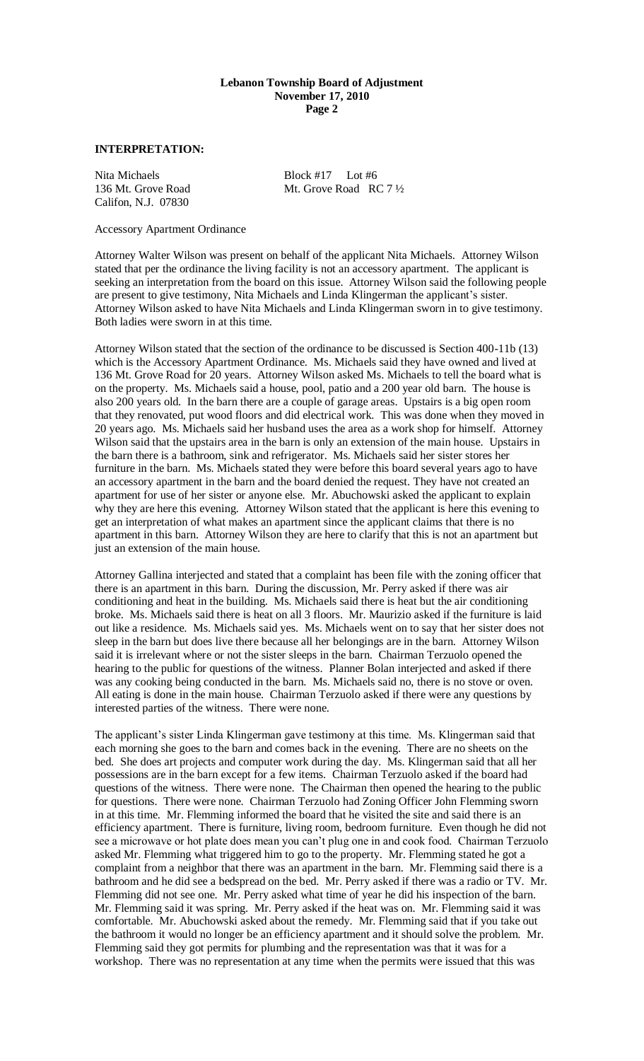## INTERPRETATION:

Nita Michaels Block #17 Lot #6
136 Mt. Grove Road Mt. Grove Road RC 7 ½
Califon, N.J. 07830

Accessory Apartment Ordinance

Attorney Walter Wilson was present on behalf of the applicant Nita Michaels. Attorney Wilson stated that per the ordinance the living facility is not an accessory apartment. The applicant is seeking an interpretation from the board on this issue. Attorney Wilson said the following people are present to give testimony, Nita Michaels and Linda Klingerman the applicant's sister. Attorney Wilson asked to have Nita Michaels and Linda Klingerman sworn in to give testimony. Both ladies were sworn in at this time.

Attorney Wilson stated that the section of the ordinance to be discussed is Section 400-11b (13) which is the Accessory Apartment Ordinance. Ms. Michaels said they have owned and lived at 136 Mt. Grove Road for 20 years. Attorney Wilson asked Ms. Michaels to tell the board what is on the property. Ms. Michaels said a house, pool, patio and a 200 year old barn. The house is also 200 years old. In the barn there are a couple of garage areas. Upstairs is a big open room that they renovated, put wood floors and did electrical work. This was done when they moved in 20 years ago. Ms. Michaels said her husband uses the area as a work shop for himself. Attorney Wilson said that the upstairs area in the barn is only an extension of the main house. Upstairs in the barn there is a bathroom, sink and refrigerator. Ms. Michaels said her sister stores her furniture in the barn. Ms. Michaels stated they were before this board several years ago to have an accessory apartment in the barn and the board denied the request. They have not created an apartment for use of her sister or anyone else. Mr. Abuchowski asked the applicant to explain why they are here this evening. Attorney Wilson stated that the applicant is here this evening to get an interpretation of what makes an apartment since the applicant claims that there is no apartment in this barn. Attorney Wilson they are here to clarify that this is not an apartment but just an extension of the main house.

Attorney Gallina interjected and stated that a complaint has been file with the zoning officer that there is an apartment in this barn. During the discussion, Mr. Perry asked if there was air conditioning and heat in the building. Ms. Michaels said there is heat but the air conditioning broke. Ms. Michaels said there is heat on all 3 floors. Mr. Maurizio asked if the furniture is laid out like a residence. Ms. Michaels said yes. Ms. Michaels went on to say that her sister does not sleep in the barn but does live there because all her belongings are in the barn. Attorney Wilson said it is irrelevant where or not the sister sleeps in the barn. Chairman Terzuolo opened the hearing to the public for questions of the witness. Planner Bolan interjected and asked if there was any cooking being conducted in the barn. Ms. Michaels said no, there is no stove or oven. All eating is done in the main house. Chairman Terzuolo asked if there were any questions by interested parties of the witness. There were none.

The applicant's sister Linda Klingerman gave testimony at this time. Ms. Klingerman said that each morning she goes to the barn and comes back in the evening. There are no sheets on the bed. She does art projects and computer work during the day. Ms. Klingerman said that all her possessions are in the barn except for a few items. Chairman Terzuolo asked if the board had questions of the witness. There were none. The Chairman then opened the hearing to the public for questions. There were none. Chairman Terzuolo had Zoning Officer John Flemming sworn in at this time. Mr. Flemming informed the board that he visited the site and said there is an efficiency apartment. There is furniture, living room, bedroom furniture. Even though he did not see a microwave or hot plate does mean you can't plug one in and cook food. Chairman Terzuolo asked Mr. Flemming what triggered him to go to the property. Mr. Flemming stated he got a complaint from a neighbor that there was an apartment in the barn. Mr. Flemming said there is a bathroom and he did see a bedspread on the bed. Mr. Perry asked if there was a radio or TV. Mr. Flemming did not see one. Mr. Perry asked what time of year he did his inspection of the barn. Mr. Flemming said it was spring. Mr. Perry asked if the heat was on. Mr. Flemming said it was comfortable. Mr. Abuchowski asked about the remedy. Mr. Flemming said that if you take out the bathroom it would no longer be an efficiency apartment and it should solve the problem. Mr. Flemming said they got permits for plumbing and the representation was that it was for a workshop. There was no representation at any time when the permits were issued that this was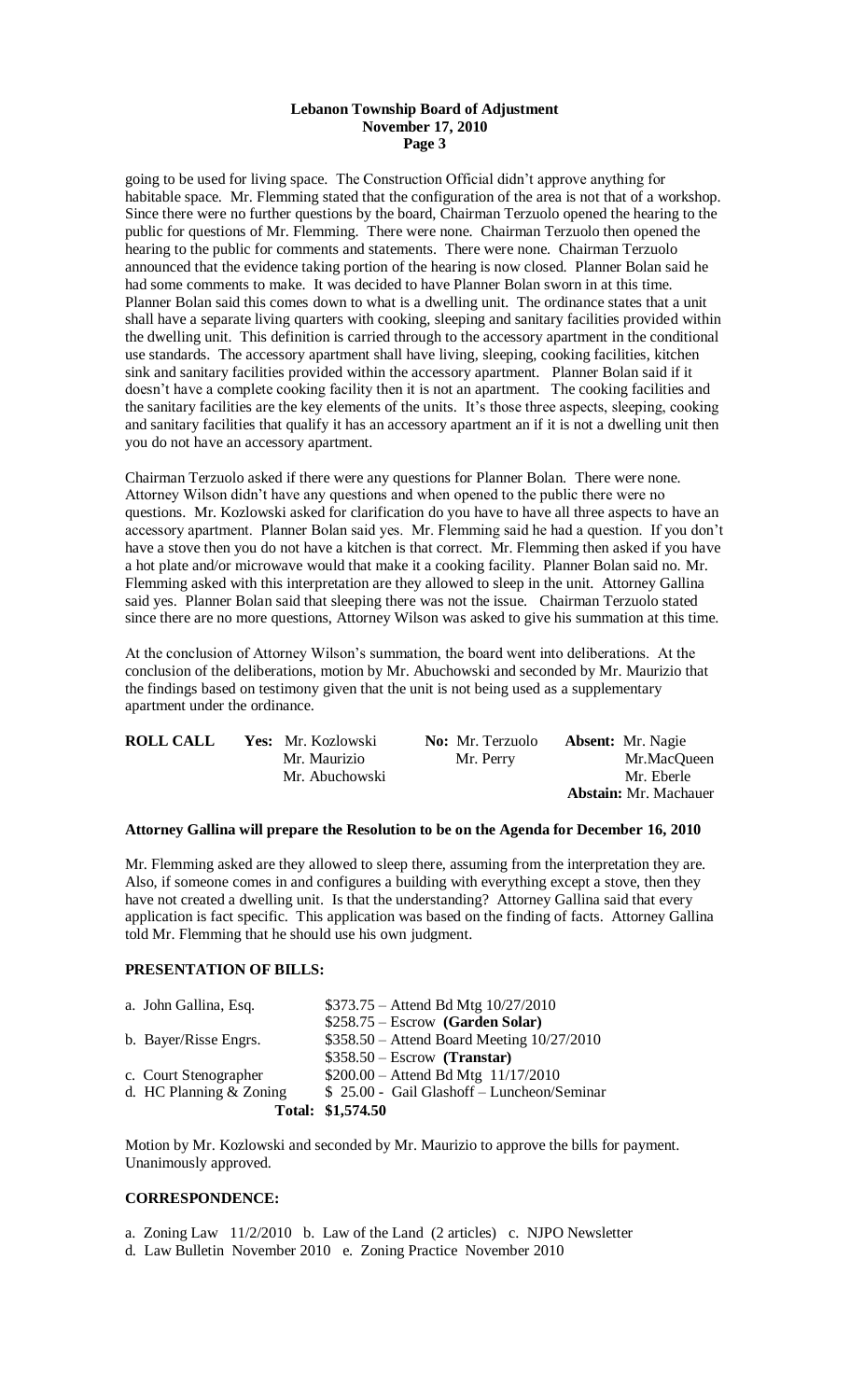going to be used for living space. The Construction Official didn't approve anything for habitable space. Mr. Flemming stated that the configuration of the area is not that of a workshop. Since there were no further questions by the board, Chairman Terzuolo opened the hearing to the public for questions of Mr. Flemming. There were none. Chairman Terzuolo then opened the hearing to the public for comments and statements. There were none. Chairman Terzuolo announced that the evidence taking portion of the hearing is now closed. Planner Bolan said he had some comments to make. It was decided to have Planner Bolan sworn in at this time. Planner Bolan said this comes down to what is a dwelling unit. The ordinance states that a unit shall have a separate living quarters with cooking, sleeping and sanitary facilities provided within the dwelling unit. This definition is carried through to the accessory apartment in the conditional use standards. The accessory apartment shall have living, sleeping, cooking facilities, kitchen sink and sanitary facilities provided within the accessory apartment. Planner Bolan said if it doesn't have a complete cooking facility then it is not an apartment. The cooking facilities and the sanitary facilities are the key elements of the units. It's those three aspects, sleeping, cooking and sanitary facilities that qualify it has an accessory apartment an if it is not a dwelling unit then you do not have an accessory apartment.

Chairman Terzuolo asked if there were any questions for Planner Bolan. There were none. Attorney Wilson didn't have any questions and when opened to the public there were no questions. Mr. Kozlowski asked for clarification do you have to have all three aspects to have an accessory apartment. Planner Bolan said yes. Mr. Flemming said he had a question. If you don't have a stove then you do not have a kitchen is that correct. Mr. Flemming then asked if you have a hot plate and/or microwave would that make it a cooking facility. Planner Bolan said no. Mr. Flemming asked with this interpretation are they allowed to sleep in the unit. Attorney Gallina said yes. Planner Bolan said that sleeping there was not the issue. Chairman Terzuolo stated since there are no more questions, Attorney Wilson was asked to give his summation at this time.

At the conclusion of Attorney Wilson's summation, the board went into deliberations. At the conclusion of the deliberations, motion by Mr. Abuchowski and seconded by Mr. Maurizio that the findings based on testimony given that the unit is not being used as a supplementary apartment under the ordinance.

| **ROLL CALL** | **Yes:** Mr. Kozlowski | **No:** Mr. Terzuolo | **Absent:** Mr. Nagie |
|---|---|---|---|
| | Mr. Maurizio | Mr. Perry | Mr.MacQueen |
| | Mr. Abuchowski | | Mr. Eberle |
| | | | **Abstain:** Mr. Machauer |

**Attorney Gallina will prepare the Resolution to be on the Agenda for December 16, 2010**

Mr. Flemming asked are they allowed to sleep there, assuming from the interpretation they are. Also, if someone comes in and configures a building with everything except a stove, then they have not created a dwelling unit. Is that the understanding? Attorney Gallina said that every application is fact specific. This application was based on the finding of facts. Attorney Gallina told Mr. Flemming that he should use his own judgment.

## PRESENTATION OF BILLS:

| | |
|---|---|
| a. John Gallina, Esq. | $373.75 – Attend Bd Mtg 10/27/2010 |
| | $258.75 – Escrow **(Garden Solar)** |
| b. Bayer/Risse Engrs. | $358.50 – Attend Board Meeting 10/27/2010 |
| | $358.50 – Escrow **(Transtar)** |
| c. Court Stenographer | $200.00 – Attend Bd Mtg 11/17/2010 |
| d. HC Planning & Zoning | $ 25.00 - Gail Glashoff – Luncheon/Seminar |
| | **Total: $1,574.50** |

Motion by Mr. Kozlowski and seconded by Mr. Maurizio to approve the bills for payment. Unanimously approved.

## CORRESPONDENCE:

a. Zoning Law 11/2/2010 b. Law of the Land (2 articles) c. NJPO Newsletter
d. Law Bulletin November 2010 e. Zoning Practice November 2010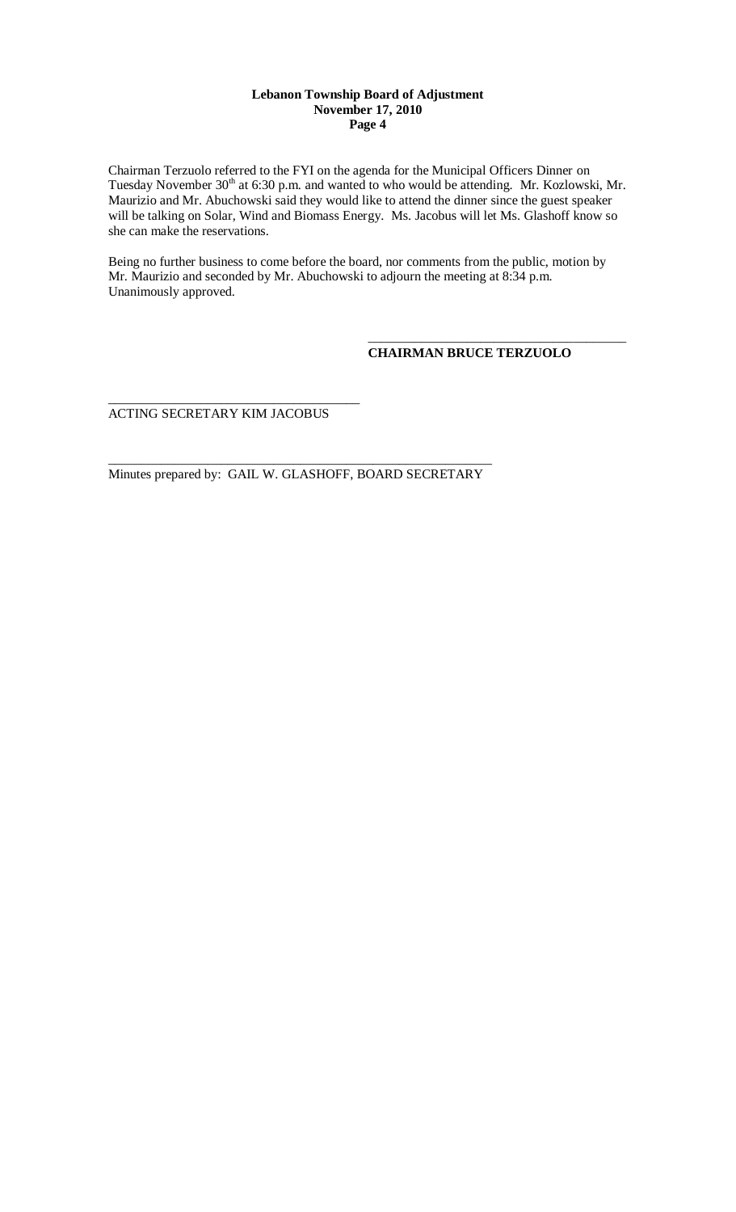Chairman Terzuolo referred to the FYI on the agenda for the Municipal Officers Dinner on Tuesday November 30th at 6:30 p.m. and wanted to who would be attending. Mr. Kozlowski, Mr. Maurizio and Mr. Abuchowski said they would like to attend the dinner since the guest speaker will be talking on Solar, Wind and Biomass Energy. Ms. Jacobus will let Ms. Glashoff know so she can make the reservations.

Being no further business to come before the board, nor comments from the public, motion by Mr. Maurizio and seconded by Mr. Abuchowski to adjourn the meeting at 8:34 p.m. Unanimously approved.

\_\_\_\_\_\_\_\_\_\_\_\_\_\_\_\_\_\_\_\_\_\_\_\_\_\_\_\_\_\_\_\_\_\_\_\_\_\_\_\_

**CHAIRMAN BRUCE TERZUOLO**

\_\_\_\_\_\_\_\_\_\_\_\_\_\_\_\_\_\_\_\_\_\_\_\_\_\_\_\_\_\_\_\_\_\_\_\_\_\_\_\_

ACTING SECRETARY KIM JACOBUS

\_\_\_\_\_\_\_\_\_\_\_\_\_\_\_\_\_\_\_\_\_\_\_\_\_\_\_\_\_\_\_\_\_\_\_\_\_\_\_\_\_\_\_\_\_\_\_\_\_\_\_\_\_\_\_\_\_\_\_

Minutes prepared by: GAIL W. GLASHOFF, BOARD SECRETARY